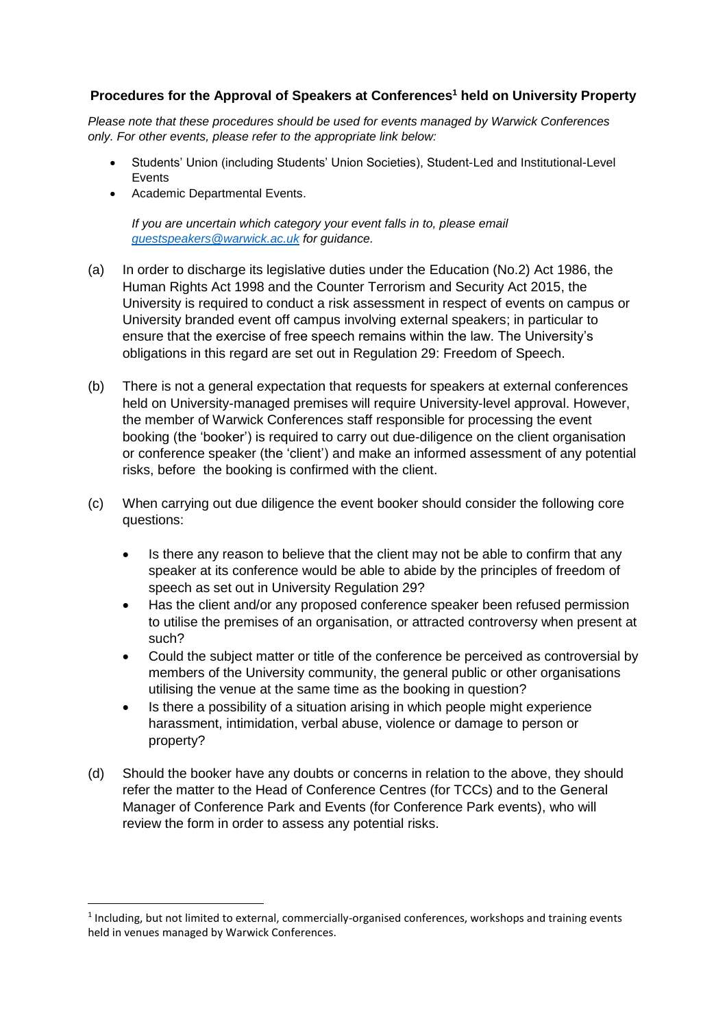### Procedures for the Approval of Speakers at Conferences[1] held on University Property

*Please note that these procedures should be used for events managed by Warwick Conferences only. For other events, please refer to the appropriate link below:*

- Students' Union (including Students' Union Societies), Student-Led and Institutional-Level Events
- Academic Departmental Events.

*If you are uncertain which category your event falls in to, please email [guestspeakers@warwick.ac.uk](mailto:guestspeakers@warwick.ac.uk) for guidance.*

(a) In order to discharge its legislative duties under the Education (No.2) Act 1986, the Human Rights Act 1998 and the Counter Terrorism and Security Act 2015, the University is required to conduct a risk assessment in respect of events on campus or University branded event off campus involving external speakers; in particular to ensure that the exercise of free speech remains within the law. The University's obligations in this regard are set out in Regulation 29: Freedom of Speech.

(b) There is not a general expectation that requests for speakers at external conferences held on University-managed premises will require University-level approval. However, the member of Warwick Conferences staff responsible for processing the event booking (the 'booker') is required to carry out due-diligence on the client organisation or conference speaker (the 'client') and make an informed assessment of any potential risks, before the booking is confirmed with the client.

(c) When carrying out due diligence the event booker should consider the following core questions:

- Is there any reason to believe that the client may not be able to confirm that any speaker at its conference would be able to abide by the principles of freedom of speech as set out in University Regulation 29?
- Has the client and/or any proposed conference speaker been refused permission to utilise the premises of an organisation, or attracted controversy when present at such?
- Could the subject matter or title of the conference be perceived as controversial by members of the University community, the general public or other organisations utilising the venue at the same time as the booking in question?
- Is there a possibility of a situation arising in which people might experience harassment, intimidation, verbal abuse, violence or damage to person or property?

(d) Should the booker have any doubts or concerns in relation to the above, they should refer the matter to the Head of Conference Centres (for TCCs) and to the General Manager of Conference Park and Events (for Conference Park events), who will review the form in order to assess any potential risks.

---

[1] Including, but not limited to external, commercially-organised conferences, workshops and training events held in venues managed by Warwick Conferences.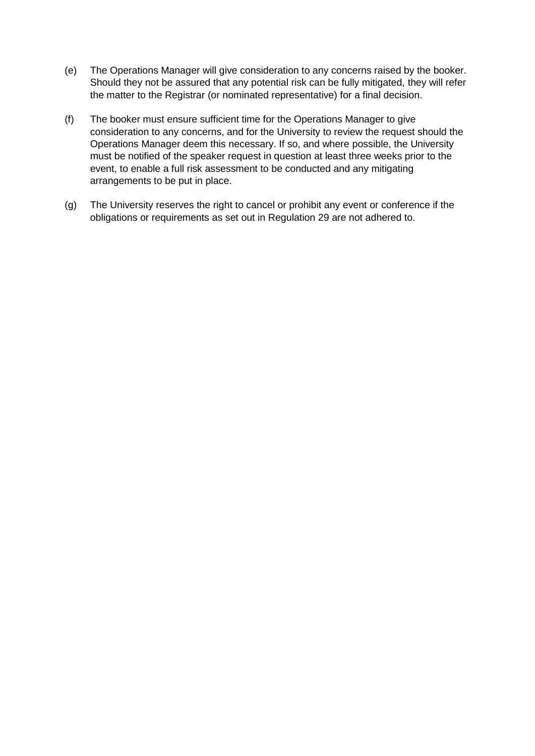(e) The Operations Manager will give consideration to any concerns raised by the booker. Should they not be assured that any potential risk can be fully mitigated, they will refer the matter to the Registrar (or nominated representative) for a final decision.

(f) The booker must ensure sufficient time for the Operations Manager to give consideration to any concerns, and for the University to review the request should the Operations Manager deem this necessary. If so, and where possible, the University must be notified of the speaker request in question at least three weeks prior to the event, to enable a full risk assessment to be conducted and any mitigating arrangements to be put in place.

(g) The University reserves the right to cancel or prohibit any event or conference if the obligations or requirements as set out in Regulation 29 are not adhered to.